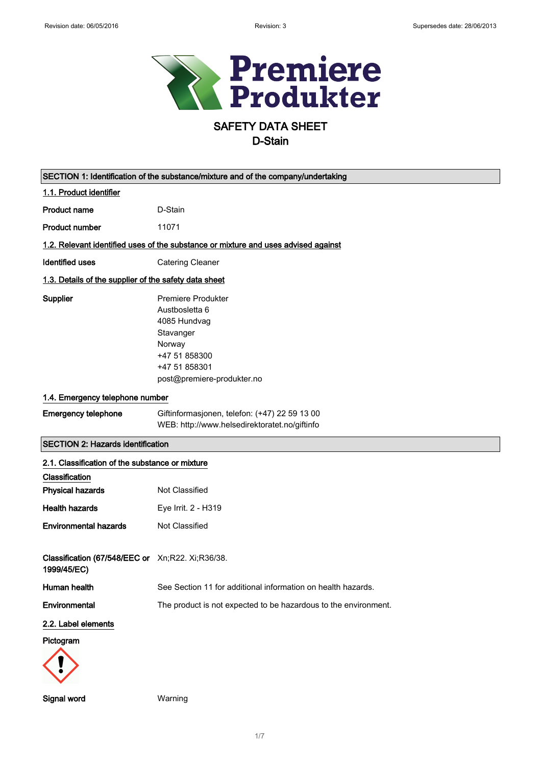# SAFETY DATA SHEET
## D-Stain

## SECTION 1: Identification of the substance/mixture and of the company/undertaking

### 1.1. Product identifier

**Product name** D-Stain

**Product number** 11071

### 1.2. Relevant identified uses of the substance or mixture and uses advised against

**Identified uses** Catering Cleaner

### 1.3. Details of the supplier of the safety data sheet

**Supplier**
Premiere Produkter
Austbosletta 6
4085 Hundvag
Stavanger
Norway
+47 51 858300
+47 51 858301
post@premiere-produkter.no

### 1.4. Emergency telephone number

**Emergency telephone** Giftinformasjonen, telefon: (+47) 22 59 13 00
WEB: http://www.helsedirektoratet.no/giftinfo

## SECTION 2: Hazards identification

### 2.1. Classification of the substance or mixture

**Classification**

**Physical hazards** Not Classified

**Health hazards** Eye Irrit. 2 - H319

**Environmental hazards** Not Classified

**Classification (67/548/EEC or 1999/45/EC)** Xn;R22. Xi;R36/38.

**Human health** See Section 11 for additional information on health hazards.

**Environmental** The product is not expected to be hazardous to the environment.

### 2.2. Label elements

**Pictogram**

**Signal word** Warning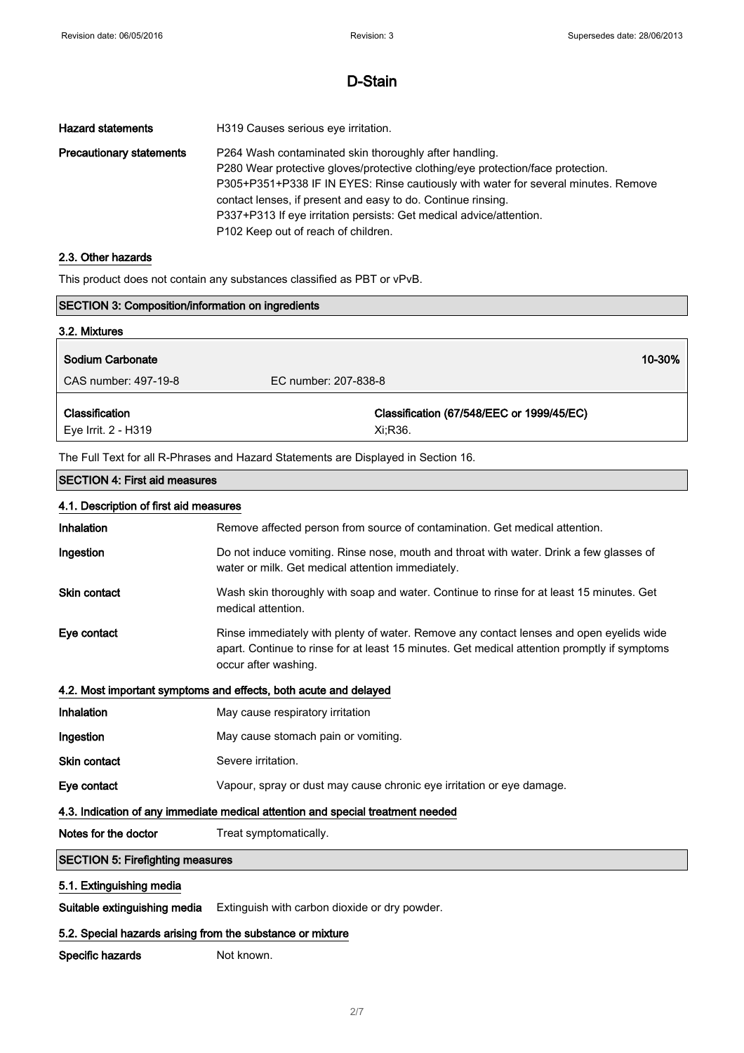# D-Stain

| | |
|---|---|
| **Hazard statements** | H319 Causes serious eye irritation. |
| **Precautionary statements** | P264 Wash contaminated skin thoroughly after handling.<br>P280 Wear protective gloves/protective clothing/eye protection/face protection.<br>P305+P351+P338 IF IN EYES: Rinse cautiously with water for several minutes. Remove contact lenses, if present and easy to do. Continue rinsing.<br>P337+P313 If eye irritation persists: Get medical advice/attention.<br>P102 Keep out of reach of children. |

### 2.3. Other hazards

This product does not contain any substances classified as PBT or vPvB.

## SECTION 3: Composition/information on ingredients

### 3.2. Mixtures

| **Sodium Carbonate** | | **10-30%** |
|---|---|---|
| CAS number: 497-19-8 | EC number: 207-838-8 | |
| **Classification** | **Classification (67/548/EEC or 1999/45/EC)** | |
| Eye Irrit. 2 - H319 | Xi;R36. | |

The Full Text for all R-Phrases and Hazard Statements are Displayed in Section 16.

## SECTION 4: First aid measures

### 4.1. Description of first aid measures

| | |
|---|---|
| **Inhalation** | Remove affected person from source of contamination. Get medical attention. |
| **Ingestion** | Do not induce vomiting. Rinse nose, mouth and throat with water. Drink a few glasses of water or milk. Get medical attention immediately. |
| **Skin contact** | Wash skin thoroughly with soap and water. Continue to rinse for at least 15 minutes. Get medical attention. |
| **Eye contact** | Rinse immediately with plenty of water. Remove any contact lenses and open eyelids wide apart. Continue to rinse for at least 15 minutes. Get medical attention promptly if symptoms occur after washing. |

### 4.2. Most important symptoms and effects, both acute and delayed

| | |
|---|---|
| **Inhalation** | May cause respiratory irritation |
| **Ingestion** | May cause stomach pain or vomiting. |
| **Skin contact** | Severe irritation. |
| **Eye contact** | Vapour, spray or dust may cause chronic eye irritation or eye damage. |

### 4.3. Indication of any immediate medical attention and special treatment needed

| | |
|---|---|
| **Notes for the doctor** | Treat symptomatically. |

## SECTION 5: Firefighting measures

### 5.1. Extinguishing media

| | |
|---|---|
| **Suitable extinguishing media** | Extinguish with carbon dioxide or dry powder. |

### 5.2. Special hazards arising from the substance or mixture

| | |
|---|---|
| **Specific hazards** | Not known. |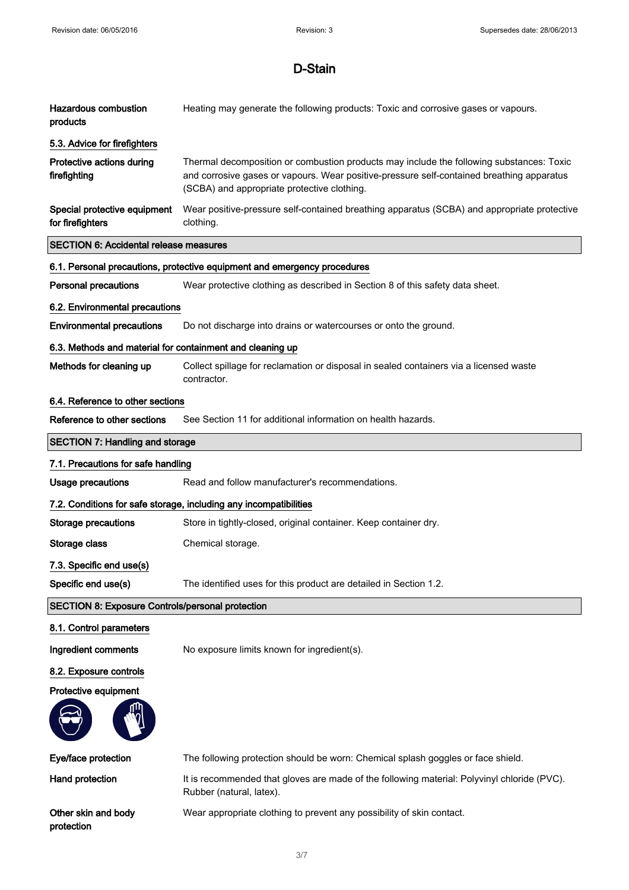| | |
|---|---|
| **Hazardous combustion products** | Heating may generate the following products: Toxic and corrosive gases or vapours. |

**5.3. Advice for firefighters**

| | |
|---|---|
| **Protective actions during firefighting** | Thermal decomposition or combustion products may include the following substances: Toxic and corrosive gases or vapours. Wear positive-pressure self-contained breathing apparatus (SCBA) and appropriate protective clothing. |
| **Special protective equipment for firefighters** | Wear positive-pressure self-contained breathing apparatus (SCBA) and appropriate protective clothing. |

## SECTION 6: Accidental release measures

**6.1. Personal precautions, protective equipment and emergency procedures**

| | |
|---|---|
| **Personal precautions** | Wear protective clothing as described in Section 8 of this safety data sheet. |

**6.2. Environmental precautions**

| | |
|---|---|
| **Environmental precautions** | Do not discharge into drains or watercourses or onto the ground. |

**6.3. Methods and material for containment and cleaning up**

| | |
|---|---|
| **Methods for cleaning up** | Collect spillage for reclamation or disposal in sealed containers via a licensed waste contractor. |

**6.4. Reference to other sections**

| | |
|---|---|
| **Reference to other sections** | See Section 11 for additional information on health hazards. |

## SECTION 7: Handling and storage

**7.1. Precautions for safe handling**

| | |
|---|---|
| **Usage precautions** | Read and follow manufacturer's recommendations. |

**7.2. Conditions for safe storage, including any incompatibilities**

| | |
|---|---|
| **Storage precautions** | Store in tightly-closed, original container. Keep container dry. |
| **Storage class** | Chemical storage. |

**7.3. Specific end use(s)**

| | |
|---|---|
| **Specific end use(s)** | The identified uses for this product are detailed in Section 1.2. |

## SECTION 8: Exposure Controls/personal protection

**8.1. Control parameters**

| | |
|---|---|
| **Ingredient comments** | No exposure limits known for ingredient(s). |

**8.2. Exposure controls**

**Protective equipment**

| | |
|---|---|
| **Eye/face protection** | The following protection should be worn: Chemical splash goggles or face shield. |
| **Hand protection** | It is recommended that gloves are made of the following material: Polyvinyl chloride (PVC). Rubber (natural, latex). |
| **Other skin and body protection** | Wear appropriate clothing to prevent any possibility of skin contact. |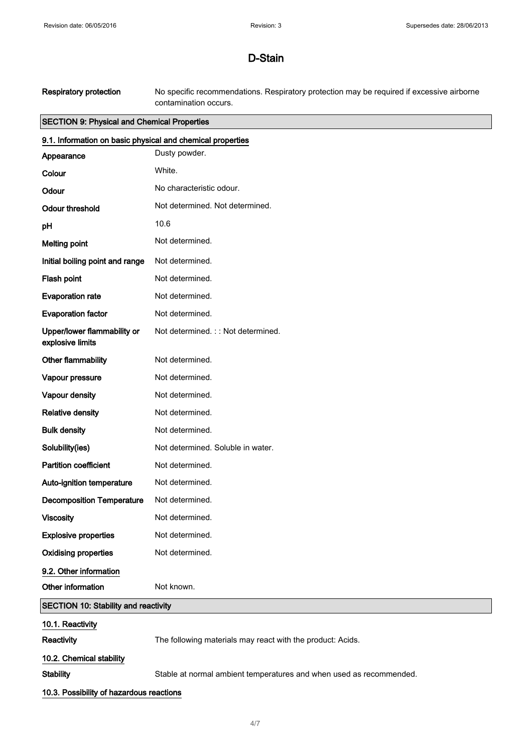# D-Stain

| | |
|---|---|
| **Respiratory protection** | No specific recommendations. Respiratory protection may be required if excessive airborne contamination occurs. |

## SECTION 9: Physical and Chemical Properties

### 9.1. Information on basic physical and chemical properties

| | |
|---|---|
| **Appearance** | Dusty powder. |
| **Colour** | White. |
| **Odour** | No characteristic odour. |
| **Odour threshold** | Not determined. Not determined. |
| **pH** | 10.6 |
| **Melting point** | Not determined. |
| **Initial boiling point and range** | Not determined. |
| **Flash point** | Not determined. |
| **Evaporation rate** | Not determined. |
| **Evaporation factor** | Not determined. |
| **Upper/lower flammability or explosive limits** | Not determined. : : Not determined. |
| **Other flammability** | Not determined. |
| **Vapour pressure** | Not determined. |
| **Vapour density** | Not determined. |
| **Relative density** | Not determined. |
| **Bulk density** | Not determined. |
| **Solubility(ies)** | Not determined. Soluble in water. |
| **Partition coefficient** | Not determined. |
| **Auto-ignition temperature** | Not determined. |
| **Decomposition Temperature** | Not determined. |
| **Viscosity** | Not determined. |
| **Explosive properties** | Not determined. |
| **Oxidising properties** | Not determined. |

### 9.2. Other information

| | |
|---|---|
| **Other information** | Not known. |

## SECTION 10: Stability and reactivity

### 10.1. Reactivity

| | |
|---|---|
| **Reactivity** | The following materials may react with the product: Acids. |

### 10.2. Chemical stability

| | |
|---|---|
| **Stability** | Stable at normal ambient temperatures and when used as recommended. |

### 10.3. Possibility of hazardous reactions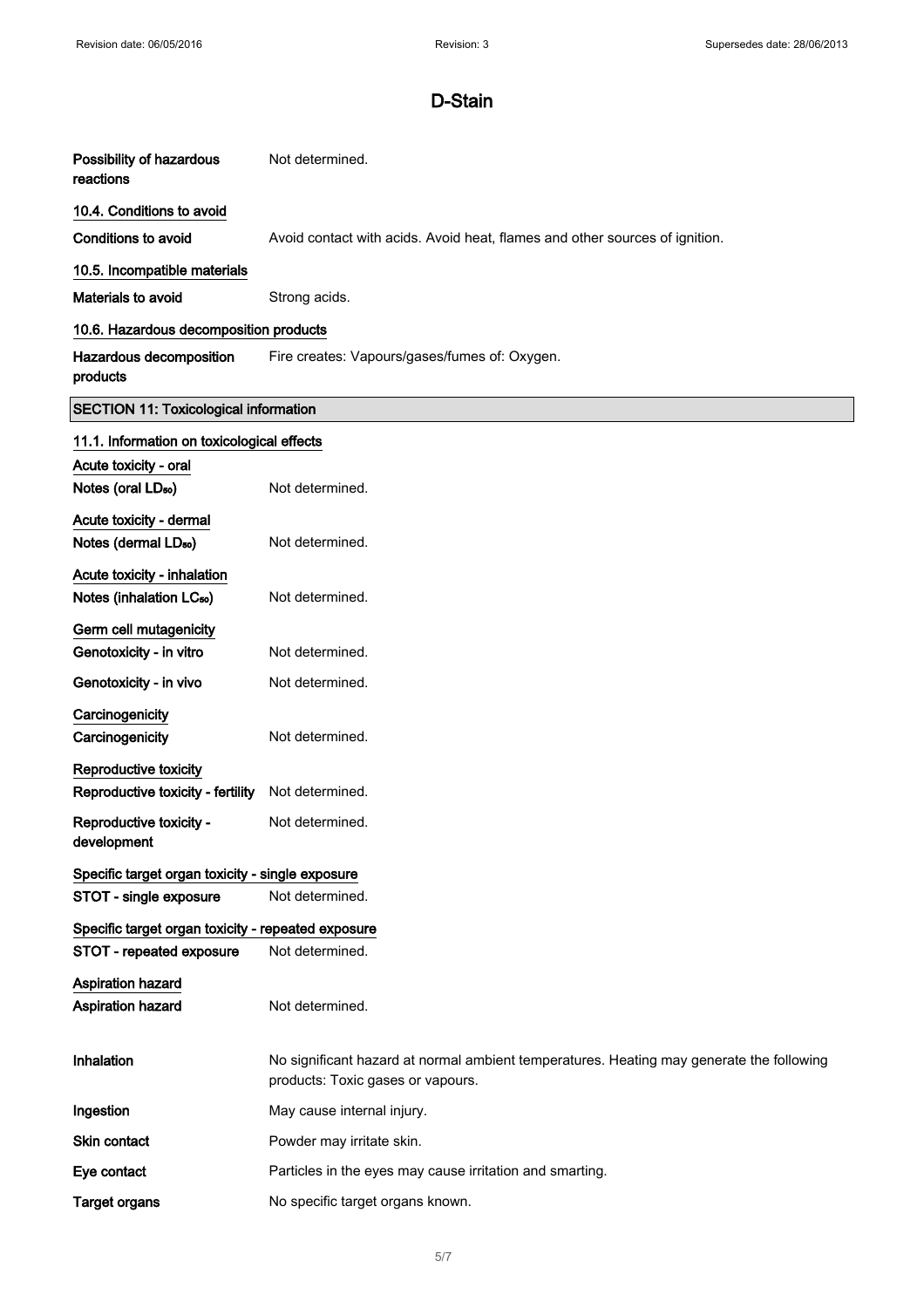# D-Stain

**Possibility of hazardous reactions** Not determined.

### 10.4. Conditions to avoid

**Conditions to avoid** Avoid contact with acids. Avoid heat, flames and other sources of ignition.

### 10.5. Incompatible materials

**Materials to avoid** Strong acids.

### 10.6. Hazardous decomposition products

**Hazardous decomposition products** Fire creates: Vapours/gases/fumes of: Oxygen.

## SECTION 11: Toxicological information

### 11.1. Information on toxicological effects

**Acute toxicity - oral**

**Notes (oral $LD_{50}$)** Not determined.

**Acute toxicity - dermal**

**Notes (dermal $LD_{50}$)** Not determined.

**Acute toxicity - inhalation**

**Notes (inhalation $LC_{50}$)** Not determined.

**Germ cell mutagenicity**

**Genotoxicity - in vitro** Not determined.

**Genotoxicity - in vivo** Not determined.

**Carcinogenicity**

**Carcinogenicity** Not determined.

**Reproductive toxicity**

**Reproductive toxicity - fertility** Not determined.

**Reproductive toxicity - development** Not determined.

**Specific target organ toxicity - single exposure**

**STOT - single exposure** Not determined.

**Specific target organ toxicity - repeated exposure**

**STOT - repeated exposure** Not determined.

**Aspiration hazard**

**Aspiration hazard** Not determined.

**Inhalation** No significant hazard at normal ambient temperatures. Heating may generate the following products: Toxic gases or vapours.

**Ingestion** May cause internal injury.

**Skin contact** Powder may irritate skin.

**Eye contact** Particles in the eyes may cause irritation and smarting.

**Target organs** No specific target organs known.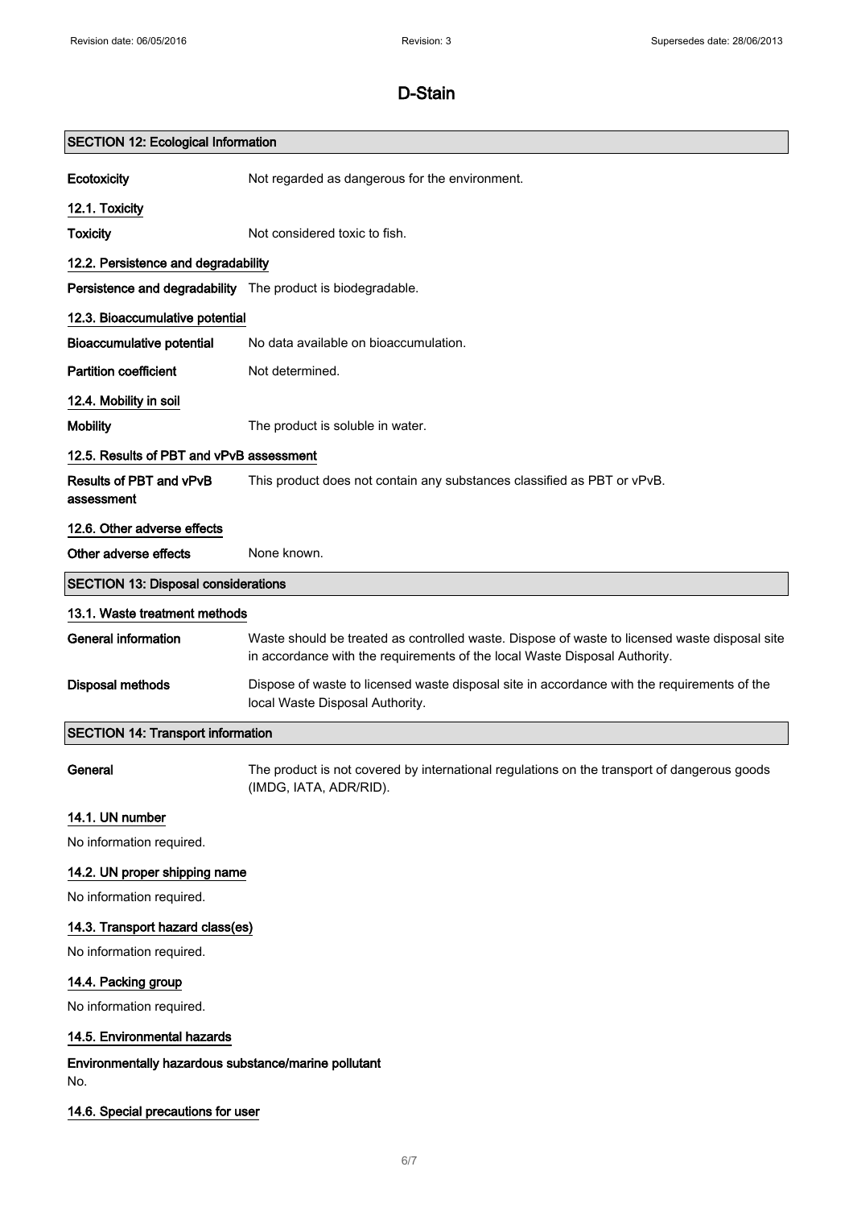## SECTION 12: Ecological Information

**Ecotoxicity** Not regarded as dangerous for the environment.

### 12.1. Toxicity

**Toxicity** Not considered toxic to fish.

### 12.2. Persistence and degradability

**Persistence and degradability** The product is biodegradable.

### 12.3. Bioaccumulative potential

**Bioaccumulative potential** No data available on bioaccumulation.

**Partition coefficient** Not determined.

### 12.4. Mobility in soil

**Mobility** The product is soluble in water.

### 12.5. Results of PBT and vPvB assessment

**Results of PBT and vPvB assessment** This product does not contain any substances classified as PBT or vPvB.

### 12.6. Other adverse effects

**Other adverse effects** None known.

## SECTION 13: Disposal considerations

### 13.1. Waste treatment methods

**General information** Waste should be treated as controlled waste. Dispose of waste to licensed waste disposal site in accordance with the requirements of the local Waste Disposal Authority.

**Disposal methods** Dispose of waste to licensed waste disposal site in accordance with the requirements of the local Waste Disposal Authority.

## SECTION 14: Transport information

**General** The product is not covered by international regulations on the transport of dangerous goods (IMDG, IATA, ADR/RID).

### 14.1. UN number

No information required.

### 14.2. UN proper shipping name

No information required.

### 14.3. Transport hazard class(es)

No information required.

### 14.4. Packing group

No information required.

### 14.5. Environmental hazards

**Environmentally hazardous substance/marine pollutant**

No.

### 14.6. Special precautions for user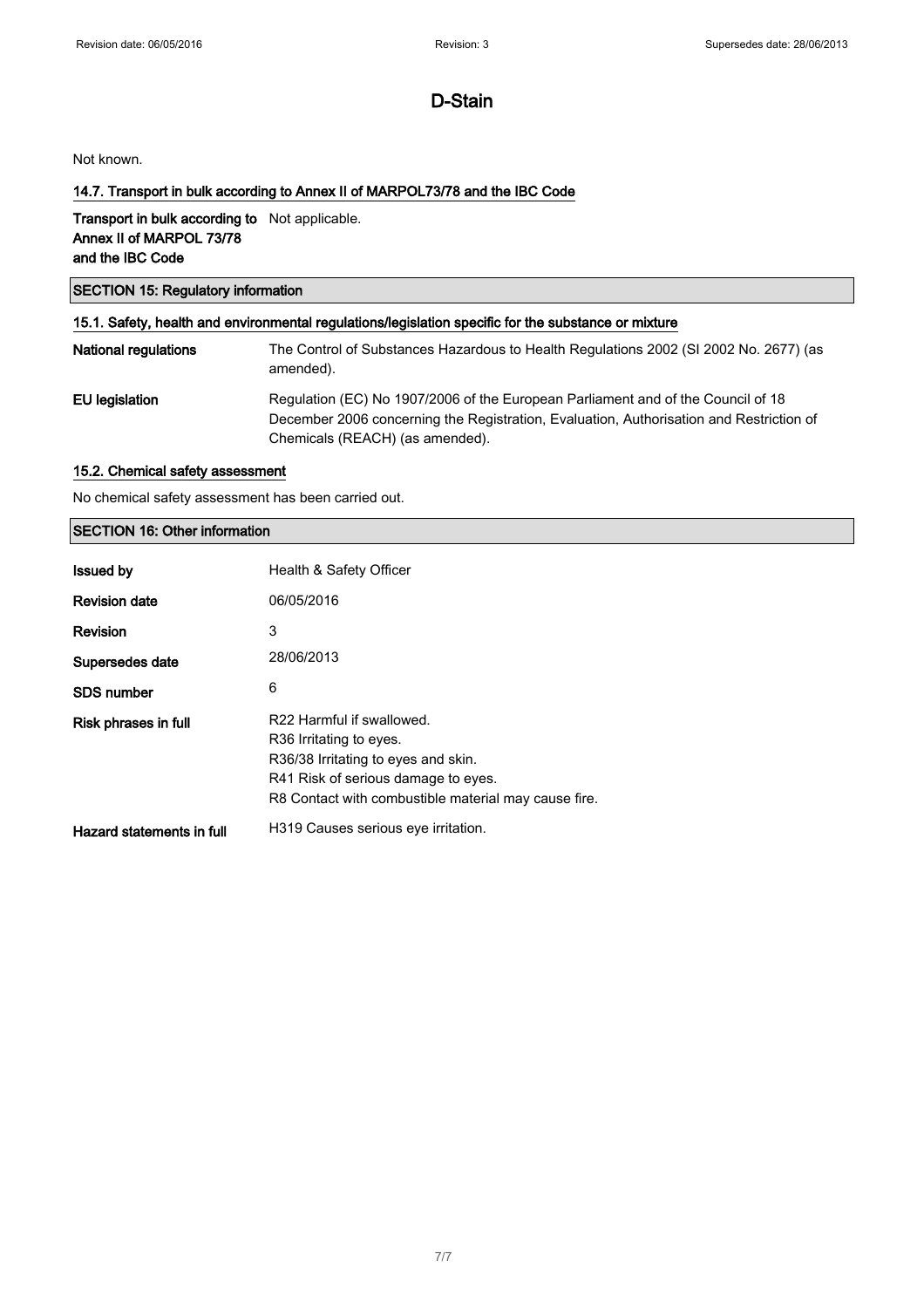Not known.

### 14.7. Transport in bulk according to Annex II of MARPOL73/78 and the IBC Code

| | |
|---|---|
| **Transport in bulk according to Annex II of MARPOL 73/78 and the IBC Code** | Not applicable. |

## SECTION 15: Regulatory information

### 15.1. Safety, health and environmental regulations/legislation specific for the substance or mixture

| | |
|---|---|
| **National regulations** | The Control of Substances Hazardous to Health Regulations 2002 (SI 2002 No. 2677) (as amended). |
| **EU legislation** | Regulation (EC) No 1907/2006 of the European Parliament and of the Council of 18 December 2006 concerning the Registration, Evaluation, Authorisation and Restriction of Chemicals (REACH) (as amended). |

### 15.2. Chemical safety assessment

No chemical safety assessment has been carried out.

## SECTION 16: Other information

| | |
|---|---|
| **Issued by** | Health & Safety Officer |
| **Revision date** | 06/05/2016 |
| **Revision** | 3 |
| **Supersedes date** | 28/06/2013 |
| **SDS number** | 6 |
| **Risk phrases in full** | R22 Harmful if swallowed.<br>R36 Irritating to eyes.<br>R36/38 Irritating to eyes and skin.<br>R41 Risk of serious damage to eyes.<br>R8 Contact with combustible material may cause fire. |
| **Hazard statements in full** | H319 Causes serious eye irritation. |